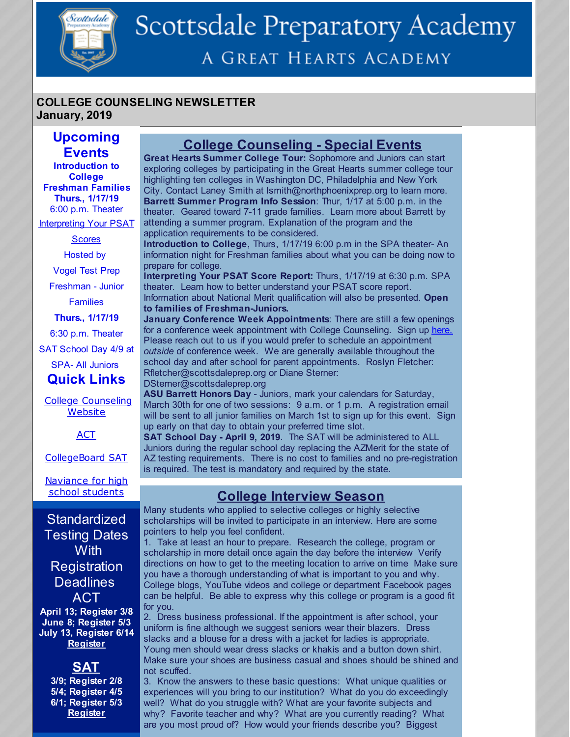# Scottsdale Preparatory Academy

## A Great Hearts Academy

**COLLEGE COUNSELING NEWSLETTER**
**January, 2019**

## Upcoming Events

**Introduction to College**
**Freshman Families**
**Thurs., 1/17/19**
6:00 p.m. Theater

Interpreting Your PSAT Scores
Hosted by
Vogel Test Prep
Freshman - Junior Families
**Thurs., 1/17/19**
6:30 p.m. Theater

SAT School Day 4/9 at SPA- All Juniors

## Quick Links

College Counseling Website

ACT

CollegeBoard SAT

Naviance for high school students

## Standardized Testing Dates With Registration Deadlines

### ACT

**April 13; Register 3/8**
**June 8; Register 5/3**
**July 13, Register 6/14**
**Register**

### SAT

**3/9; Register 2/8**
**5/4; Register 4/5**
**6/1; Register 5/3**
**Register**

## College Counseling - Special Events

**Great Hearts Summer College Tour:** Sophomore and Juniors can start exploring colleges by participating in the Great Hearts summer college tour highlighting ten colleges in Washington DC, Philadelphia and New York City. Contact Laney Smith at lsmith@northphoenixprep.org to learn more.

**Barrett Summer Program Info Session**: Thur, 1/17 at 5:00 p.m. in the theater. Geared toward 7-11 grade families. Learn more about Barrett by attending a summer program. Explanation of the program and the application requirements to be considered.

**Introduction to College**, Thurs, 1/17/19 6:00 p.m in the SPA theater- An information night for Freshman families about what you can be doing now to prepare for college.

**Interpreting Your PSAT Score Report:** Thurs, 1/17/19 at 6:30 p.m. SPA theater. Learn how to better understand your PSAT score report. Information about National Merit qualification will also be presented. **Open to families of Freshman-Juniors.**

**January Conference Week Appointments**: There are still a few openings for a conference week appointment with College Counseling. Sign up here. Please reach out to us if you would prefer to schedule an appointment *outside* of conference week. We are generally available throughout the school day and after school for parent appointments. Roslyn Fletcher: Rfletcher@scottsdaleprep.org or Diane Sterner: DSterner@scottsdaleprep.org

**ASU Barrett Honors Day** - Juniors, mark your calendars for Saturday, March 30th for one of two sessions: 9 a.m. or 1 p.m. A registration email will be sent to all junior families on March 1st to sign up for this event. Sign up early on that day to obtain your preferred time slot.

**SAT School Day - April 9, 2019**. The SAT will be administered to ALL Juniors during the regular school day replacing the AZMerit for the state of AZ testing requirements. There is no cost to families and no pre-registration is required. The test is mandatory and required by the state.

## College Interview Season

Many students who applied to selective colleges or highly selective scholarships will be invited to participate in an interview. Here are some pointers to help you feel confident.

1. Take at least an hour to prepare. Research the college, program or scholarship in more detail once again the day before the interview Verify directions on how to get to the meeting location to arrive on time Make sure you have a thorough understanding of what is important to you and why. College blogs, YouTube videos and college or department Facebook pages can be helpful. Be able to express why this college or program is a good fit for you.
2. Dress business professional. If the appointment is after school, your uniform is fine although we suggest seniors wear their blazers. Dress slacks and a blouse for a dress with a jacket for ladies is appropriate. Young men should wear dress slacks or khakis and a button down shirt. Make sure your shoes are business casual and shoes should be shined and not scuffed.
3. Know the answers to these basic questions: What unique qualities or experiences will you bring to our institution? What do you do exceedingly well? What do you struggle with? What are your favorite subjects and why? Favorite teacher and why? What are you currently reading? What are you most proud of? How would your friends describe you? Biggest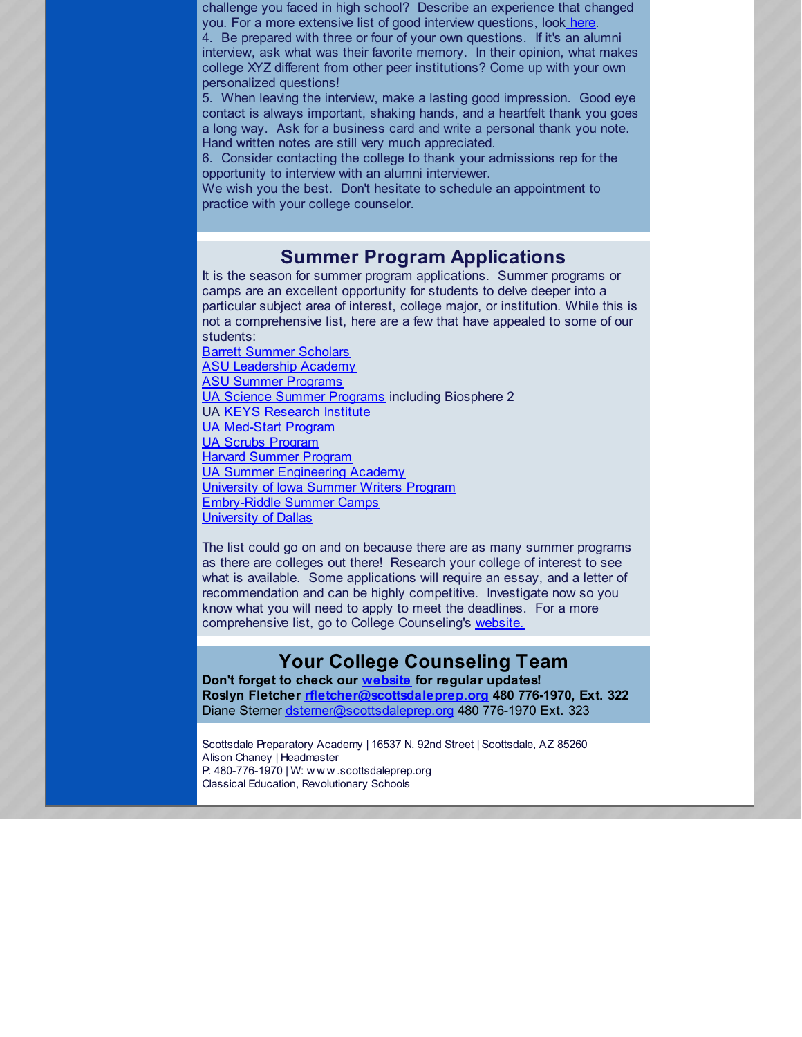challenge you faced in high school? Describe an experience that changed you. For a more extensive list of good interview questions, look here.

4. Be prepared with three or four of your own questions. If it's an alumni interview, ask what was their favorite memory. In their opinion, what makes college XYZ different from other peer institutions? Come up with your own personalized questions!

5. When leaving the interview, make a lasting good impression. Good eye contact is always important, shaking hands, and a heartfelt thank you goes a long way. Ask for a business card and write a personal thank you note. Hand written notes are still very much appreciated.

6. Consider contacting the college to thank your admissions rep for the opportunity to interview with an alumni interviewer.

We wish you the best. Don't hesitate to schedule an appointment to practice with your college counselor.

## Summer Program Applications

It is the season for summer program applications. Summer programs or camps are an excellent opportunity for students to delve deeper into a particular subject area of interest, college major, or institution. While this is not a comprehensive list, here are a few that have appealed to some of our students:

Barrett Summer Scholars
ASU Leadership Academy
ASU Summer Programs
UA Science Summer Programs including Biosphere 2
UA KEYS Research Institute
UA Med-Start Program
UA Scrubs Program
Harvard Summer Program
UA Summer Engineering Academy
University of Iowa Summer Writers Program
Embry-Riddle Summer Camps
University of Dallas

The list could go on and on because there are as many summer programs as there are colleges out there! Research your college of interest to see what is available. Some applications will require an essay, and a letter of recommendation and can be highly competitive. Investigate now so you know what you will need to apply to meet the deadlines. For a more comprehensive list, go to College Counseling's website.

## Your College Counseling Team

**Don't forget to check our website for regular updates!**
**Roslyn Fletcher rfletcher@scottsdaleprep.org 480 776-1970, Ext. 322**
Diane Sterner dsterner@scottsdaleprep.org 480 776-1970 Ext. 323

Scottsdale Preparatory Academy | 16537 N. 92nd Street | Scottsdale, AZ 85260
Alison Chaney | Headmaster
P: 480-776-1970 | W: w w w .scottsdaleprep.org
Classical Education, Revolutionary Schools